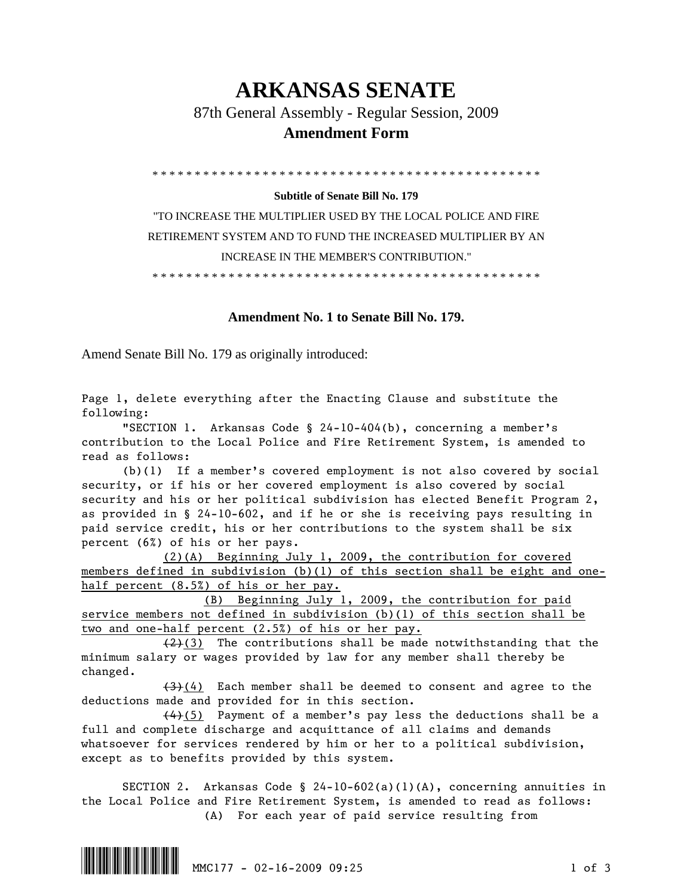# ARKANSAS SENATE

87th General Assembly - Regular Session, 2009

**Amendment Form**

\* \* \* \* \* \* \* \* \* \* \* \* \* \* \* \* \* \* \* \* \* \* \* \* \* \* \* \* \* \* \* \* \* \* \* \* \* \* \* \* \* \* \* \* \* \* \* \*

**Subtitle of Senate Bill No. 179**

"TO INCREASE THE MULTIPLIER USED BY THE LOCAL POLICE AND FIRE RETIREMENT SYSTEM AND TO FUND THE INCREASED MULTIPLIER BY AN INCREASE IN THE MEMBER'S CONTRIBUTION."

\* \* \* \* \* \* \* \* \* \* \* \* \* \* \* \* \* \* \* \* \* \* \* \* \* \* \* \* \* \* \* \* \* \* \* \* \* \* \* \* \* \* \* \* \* \* \* \*

**Amendment No. 1 to Senate Bill No. 179.**

Amend Senate Bill No. 179 as originally introduced:

Page 1, delete everything after the Enacting Clause and substitute the following:

"SECTION 1. Arkansas Code § 24-10-404(b), concerning a member's contribution to the Local Police and Fire Retirement System, is amended to read as follows:

(b)(1) If a member's covered employment is not also covered by social security, or if his or her covered employment is also covered by social security and his or her political subdivision has elected Benefit Program 2, as provided in § 24-10-602, and if he or she is receiving pays resulting in paid service credit, his or her contributions to the system shall be six percent (6%) of his or her pays.

<u>(2)(A) Beginning July 1, 2009, the contribution for covered members defined in subdivision (b)(1) of this section shall be eight and one-half percent (8.5%) of his or her pay.</u>

<u>(B) Beginning July 1, 2009, the contribution for paid service members not defined in subdivision (b)(1) of this section shall be two and one-half percent (2.5%) of his or her pay.</u>

~~(2)~~<u>(3)</u> The contributions shall be made notwithstanding that the minimum salary or wages provided by law for any member shall thereby be changed.

~~(3)~~<u>(4)</u> Each member shall be deemed to consent and agree to the deductions made and provided for in this section.

~~(4)~~<u>(5)</u> Payment of a member's pay less the deductions shall be a full and complete discharge and acquittance of all claims and demands whatsoever for services rendered by him or her to a political subdivision, except as to benefits provided by this system.

SECTION 2. Arkansas Code § 24-10-602(a)(1)(A), concerning annuities in the Local Police and Fire Retirement System, is amended to read as follows:

(A) For each year of paid service resulting from

MMC177 - 02-16-2009 09:25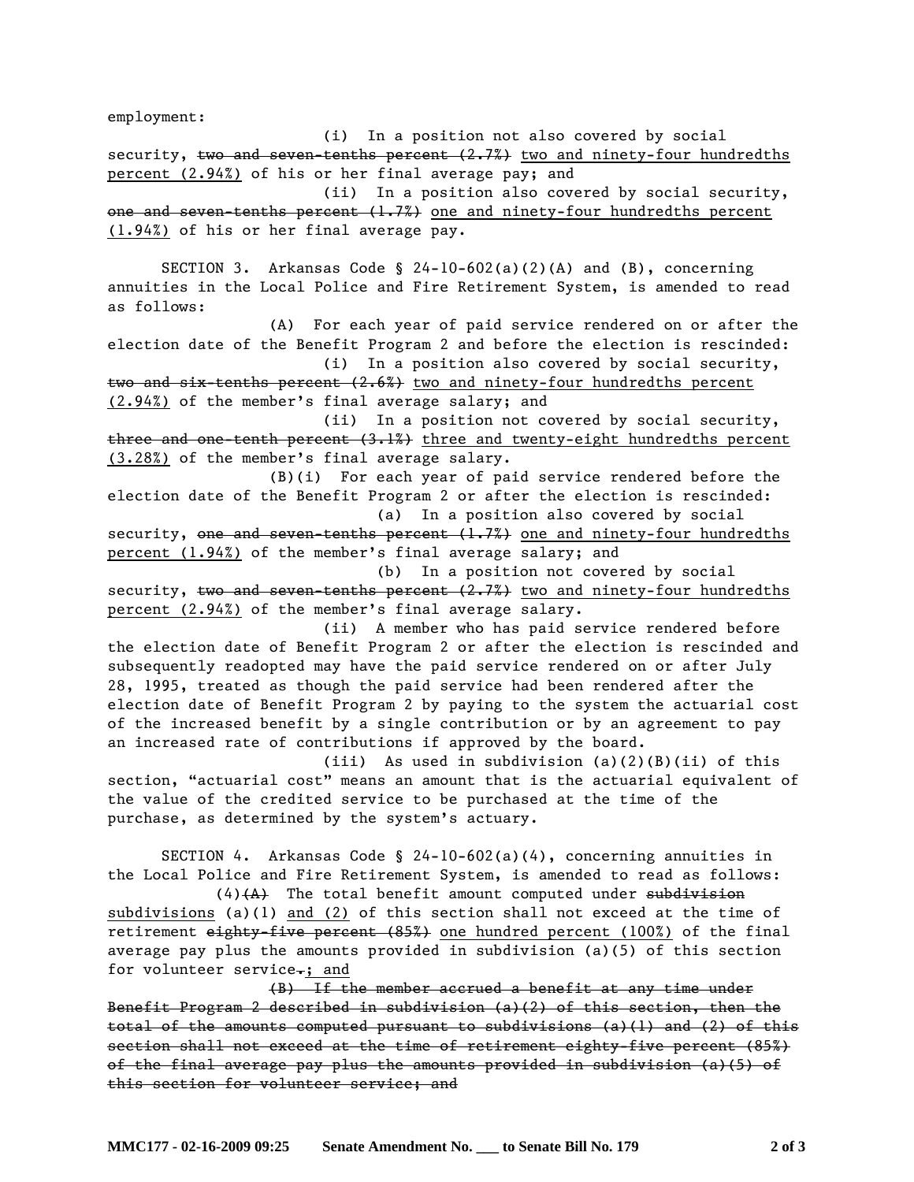employment:

(i) In a position not also covered by social security, ~~two and seven-tenths percent (2.7%)~~ two and ninety-four hundredths percent (2.94%) of his or her final average pay; and

(ii) In a position also covered by social security, ~~one and seven-tenths percent (1.7%)~~ one and ninety-four hundredths percent (1.94%) of his or her final average pay.

SECTION 3. Arkansas Code § 24-10-602(a)(2)(A) and (B), concerning annuities in the Local Police and Fire Retirement System, is amended to read as follows:

(A) For each year of paid service rendered on or after the election date of the Benefit Program 2 and before the election is rescinded:

(i) In a position also covered by social security, ~~two and six-tenths percent (2.6%)~~ two and ninety-four hundredths percent (2.94%) of the member's final average salary; and

(ii) In a position not covered by social security, ~~three and one-tenth percent (3.1%)~~ three and twenty-eight hundredths percent (3.28%) of the member's final average salary.

(B)(i) For each year of paid service rendered before the election date of the Benefit Program 2 or after the election is rescinded:

(a) In a position also covered by social security, ~~one and seven-tenths percent (1.7%)~~ one and ninety-four hundredths percent (1.94%) of the member's final average salary; and

(b) In a position not covered by social security, ~~two and seven-tenths percent (2.7%)~~ two and ninety-four hundredths percent (2.94%) of the member's final average salary.

(ii) A member who has paid service rendered before the election date of Benefit Program 2 or after the election is rescinded and subsequently readopted may have the paid service rendered on or after July 28, 1995, treated as though the paid service had been rendered after the election date of Benefit Program 2 by paying to the system the actuarial cost of the increased benefit by a single contribution or by an agreement to pay an increased rate of contributions if approved by the board.

(iii) As used in subdivision (a)(2)(B)(ii) of this section, "actuarial cost" means an amount that is the actuarial equivalent of the value of the credited service to be purchased at the time of the purchase, as determined by the system's actuary.

SECTION 4. Arkansas Code § 24-10-602(a)(4), concerning annuities in the Local Police and Fire Retirement System, is amended to read as follows:

(4)~~(A)~~ The total benefit amount computed under ~~subdivision~~ subdivisions (a)(1) and (2) of this section shall not exceed at the time of retirement ~~eighty-five percent (85%)~~ one hundred percent (100%) of the final average pay plus the amounts provided in subdivision (a)(5) of this section for volunteer service~~.~~; and

~~(B) If the member accrued a benefit at any time under Benefit Program 2 described in subdivision (a)(2) of this section, then the total of the amounts computed pursuant to subdivisions (a)(1) and (2) of this section shall not exceed at the time of retirement eighty-five percent (85%) of the final average pay plus the amounts provided in subdivision (a)(5) of this section for volunteer service; and~~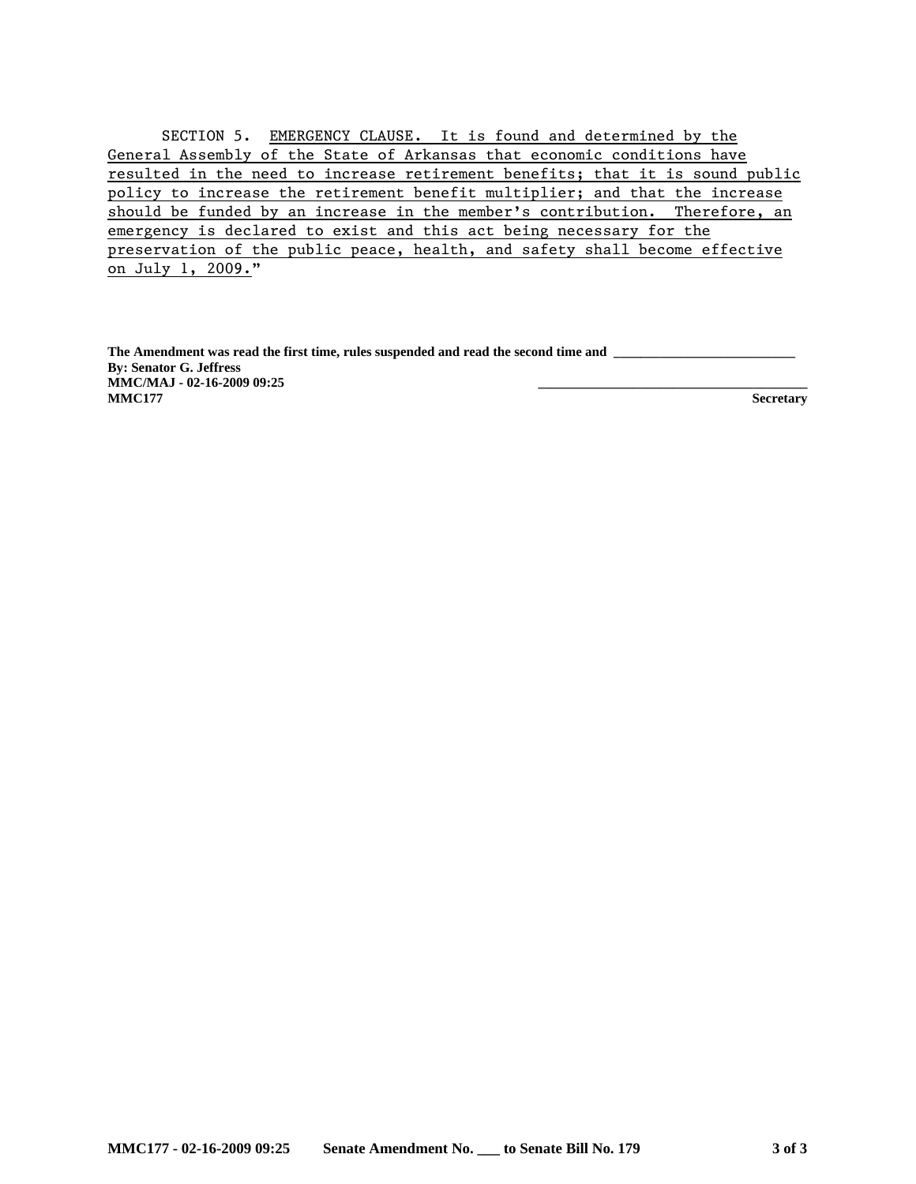SECTION 5. EMERGENCY CLAUSE. It is found and determined by the General Assembly of the State of Arkansas that economic conditions have resulted in the need to increase retirement benefits; that it is sound public policy to increase the retirement benefit multiplier; and that the increase should be funded by an increase in the member's contribution. Therefore, an emergency is declared to exist and this act being necessary for the preservation of the public peace, health, and safety shall become effective on July 1, 2009."

**The Amendment was read the first time, rules suspended and read the second time and \_\_\_\_\_\_\_\_\_\_\_\_\_\_\_\_\_\_\_\_\_\_\_\_\_\_**
**By: Senator G. Jeffress**
**MMC/MAJ - 02-16-2009 09:25** \_\_\_\_\_\_\_\_\_\_\_\_\_\_\_\_\_\_\_\_\_\_\_\_\_\_\_\_\_\_\_\_\_\_\_\_\_\_\_\_
**MMC177** **Secretary**